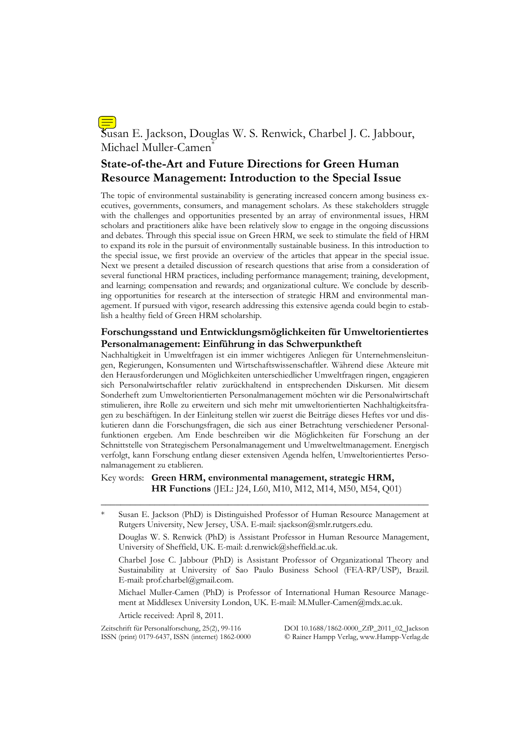Susan E. Jackson, Douglas W. S. Renwick, Charbel J. C. Jabbour, Michael Muller-Camen*

# State-of-the-Art and Future Directions for Green Human Resource Management: Introduction to the Special Issue

The topic of environmental sustainability is generating increased concern among business executives, governments, consumers, and management scholars. As these stakeholders struggle with the challenges and opportunities presented by an array of environmental issues, HRM scholars and practitioners alike have been relatively slow to engage in the ongoing discussions and debates. Through this special issue on Green HRM, we seek to stimulate the field of HRM to expand its role in the pursuit of environmentally sustainable business. In this introduction to the special issue, we first provide an overview of the articles that appear in the special issue. Next we present a detailed discussion of research questions that arise from a consideration of several functional HRM practices, including performance management; training, development, and learning; compensation and rewards; and organizational culture. We conclude by describing opportunities for research at the intersection of strategic HRM and environmental management. If pursued with vigor, research addressing this extensive agenda could begin to establish a healthy field of Green HRM scholarship.

## Forschungsstand und Entwicklungsmöglichkeiten für Umweltorientiertes Personalmanagement: Einführung in das Schwerpunktheft

Nachhaltigkeit in Umweltfragen ist ein immer wichtigeres Anliegen für Unternehmensleitungen, Regierungen, Konsumenten und Wirtschaftswissenschaftler. Während diese Akteure mit den Herausforderungen und Möglichkeiten unterschiedlicher Umweltfragen ringen, engagieren sich Personalwirtschaftler relativ zurückhaltend in entsprechenden Diskursen. Mit diesem Sonderheft zum Umweltorientierten Personalmanagement möchten wir die Personalwirtschaft stimulieren, ihre Rolle zu erweitern und sich mehr mit umweltorientierten Nachhaltigkeitsfragen zu beschäftigen. In der Einleitung stellen wir zuerst die Beiträge dieses Heftes vor und diskutieren dann die Forschungsfragen, die sich aus einer Betrachtung verschiedener Personalfunktionen ergeben. Am Ende beschreiben wir die Möglichkeiten für Forschung an der Schnittstelle von Strategischem Personalmanagement und Umweltweltmanagement. Energisch verfolgt, kann Forschung entlang dieser extensiven Agenda helfen, Umweltorientiertes Personalmanagement zu etablieren.

Key words: **Green HRM, environmental management, strategic HRM, HR Functions** (JEL: J24, L60, M10, M12, M14, M50, M54, Q01)

---

\* Susan E. Jackson (PhD) is Distinguished Professor of Human Resource Management at Rutgers University, New Jersey, USA. E-mail: sjackson@smlr.rutgers.edu.

Douglas W. S. Renwick (PhD) is Assistant Professor in Human Resource Management, University of Sheffield, UK. E-mail: d.renwick@sheffield.ac.uk.

Charbel Jose C. Jabbour (PhD) is Assistant Professor of Organizational Theory and Sustainability at University of Sao Paulo Business School (FEA-RP/USP), Brazil. E-mail: prof.charbel@gmail.com.

Michael Muller-Camen (PhD) is Professor of International Human Resource Management at Middlesex University London, UK. E-mail: M.Muller-Camen@mdx.ac.uk.

Article received: April 8, 2011.

Zeitschrift für Personalforschung, 25(2), 99-116 — DOI 10.1688/1862-0000_ZfP_2011_02_Jackson
ISSN (print) 0179-6437, ISSN (internet) 1862-0000 — © Rainer Hampp Verlag, www.Hampp-Verlag.de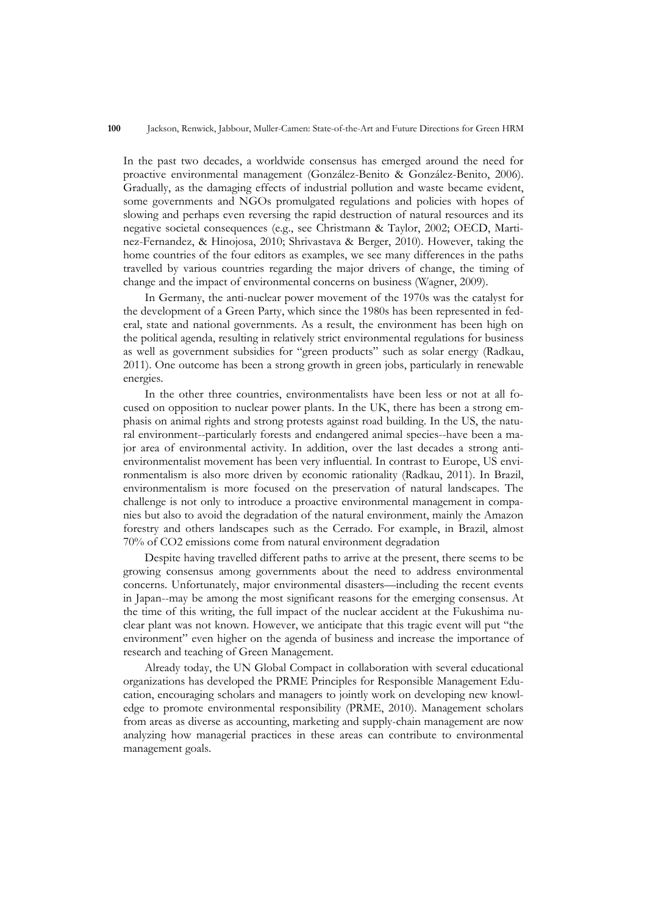In the past two decades, a worldwide consensus has emerged around the need for proactive environmental management (González-Benito & González-Benito, 2006). Gradually, as the damaging effects of industrial pollution and waste became evident, some governments and NGOs promulgated regulations and policies with hopes of slowing and perhaps even reversing the rapid destruction of natural resources and its negative societal consequences (e.g., see Christmann & Taylor, 2002; OECD, Martinez-Fernandez, & Hinojosa, 2010; Shrivastava & Berger, 2010). However, taking the home countries of the four editors as examples, we see many differences in the paths travelled by various countries regarding the major drivers of change, the timing of change and the impact of environmental concerns on business (Wagner, 2009).

In Germany, the anti-nuclear power movement of the 1970s was the catalyst for the development of a Green Party, which since the 1980s has been represented in federal, state and national governments. As a result, the environment has been high on the political agenda, resulting in relatively strict environmental regulations for business as well as government subsidies for "green products" such as solar energy (Radkau, 2011). One outcome has been a strong growth in green jobs, particularly in renewable energies.

In the other three countries, environmentalists have been less or not at all focused on opposition to nuclear power plants. In the UK, there has been a strong emphasis on animal rights and strong protests against road building. In the US, the natural environment--particularly forests and endangered animal species--have been a major area of environmental activity. In addition, over the last decades a strong anti-environmentalist movement has been very influential. In contrast to Europe, US environmentalism is also more driven by economic rationality (Radkau, 2011). In Brazil, environmentalism is more focused on the preservation of natural landscapes. The challenge is not only to introduce a proactive environmental management in companies but also to avoid the degradation of the natural environment, mainly the Amazon forestry and others landscapes such as the Cerrado. For example, in Brazil, almost 70% of CO2 emissions come from natural environment degradation

Despite having travelled different paths to arrive at the present, there seems to be growing consensus among governments about the need to address environmental concerns. Unfortunately, major environmental disasters—including the recent events in Japan--may be among the most significant reasons for the emerging consensus. At the time of this writing, the full impact of the nuclear accident at the Fukushima nuclear plant was not known. However, we anticipate that this tragic event will put "the environment" even higher on the agenda of business and increase the importance of research and teaching of Green Management.

Already today, the UN Global Compact in collaboration with several educational organizations has developed the PRME Principles for Responsible Management Education, encouraging scholars and managers to jointly work on developing new knowledge to promote environmental responsibility (PRME, 2010). Management scholars from areas as diverse as accounting, marketing and supply-chain management are now analyzing how managerial practices in these areas can contribute to environmental management goals.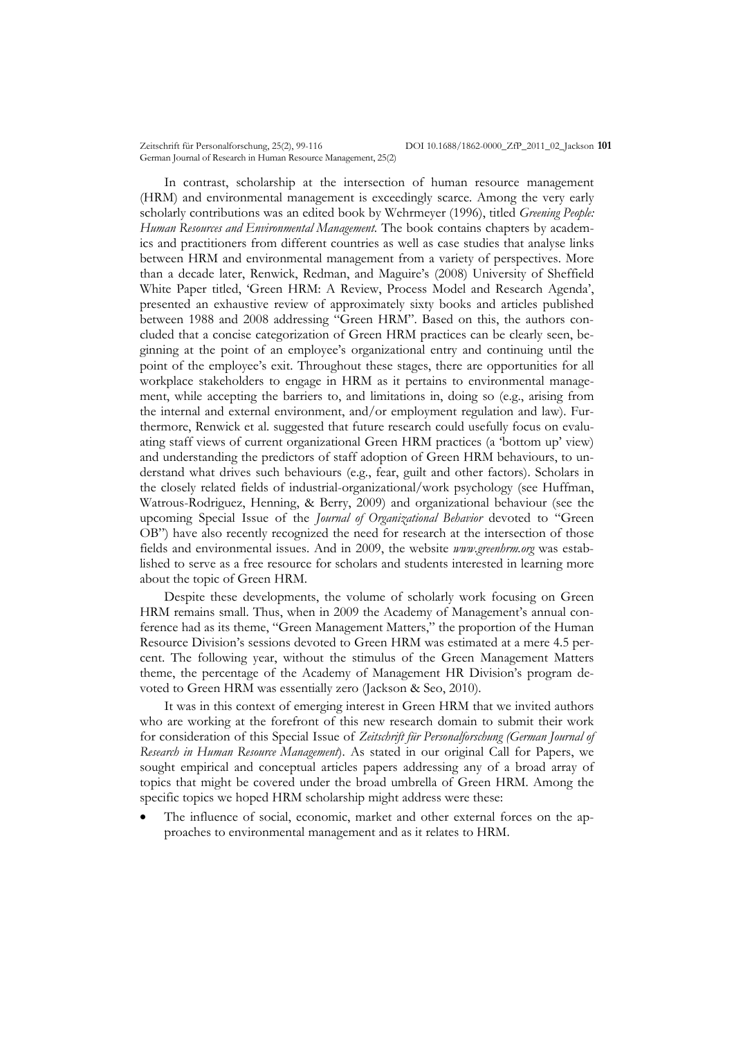In contrast, scholarship at the intersection of human resource management (HRM) and environmental management is exceedingly scarce. Among the very early scholarly contributions was an edited book by Wehrmeyer (1996), titled *Greening People: Human Resources and Environmental Management*. The book contains chapters by academics and practitioners from different countries as well as case studies that analyse links between HRM and environmental management from a variety of perspectives. More than a decade later, Renwick, Redman, and Maguire's (2008) University of Sheffield White Paper titled, 'Green HRM: A Review, Process Model and Research Agenda', presented an exhaustive review of approximately sixty books and articles published between 1988 and 2008 addressing "Green HRM". Based on this, the authors concluded that a concise categorization of Green HRM practices can be clearly seen, beginning at the point of an employee's organizational entry and continuing until the point of the employee's exit. Throughout these stages, there are opportunities for all workplace stakeholders to engage in HRM as it pertains to environmental management, while accepting the barriers to, and limitations in, doing so (e.g., arising from the internal and external environment, and/or employment regulation and law). Furthermore, Renwick et al. suggested that future research could usefully focus on evaluating staff views of current organizational Green HRM practices (a 'bottom up' view) and understanding the predictors of staff adoption of Green HRM behaviours, to understand what drives such behaviours (e.g., fear, guilt and other factors). Scholars in the closely related fields of industrial-organizational/work psychology (see Huffman, Watrous-Rodriguez, Henning, & Berry, 2009) and organizational behaviour (see the upcoming Special Issue of the *Journal of Organizational Behavior* devoted to "Green OB") have also recently recognized the need for research at the intersection of those fields and environmental issues. And in 2009, the website *www.greenhrm.org* was established to serve as a free resource for scholars and students interested in learning more about the topic of Green HRM.

Despite these developments, the volume of scholarly work focusing on Green HRM remains small. Thus, when in 2009 the Academy of Management's annual conference had as its theme, "Green Management Matters," the proportion of the Human Resource Division's sessions devoted to Green HRM was estimated at a mere 4.5 percent. The following year, without the stimulus of the Green Management Matters theme, the percentage of the Academy of Management HR Division's program devoted to Green HRM was essentially zero (Jackson & Seo, 2010).

It was in this context of emerging interest in Green HRM that we invited authors who are working at the forefront of this new research domain to submit their work for consideration of this Special Issue of *Zeitschrift für Personalforschung (German Journal of Research in Human Resource Management)*. As stated in our original Call for Papers, we sought empirical and conceptual articles papers addressing any of a broad array of topics that might be covered under the broad umbrella of Green HRM. Among the specific topics we hoped HRM scholarship might address were these:

- The influence of social, economic, market and other external forces on the approaches to environmental management and as it relates to HRM.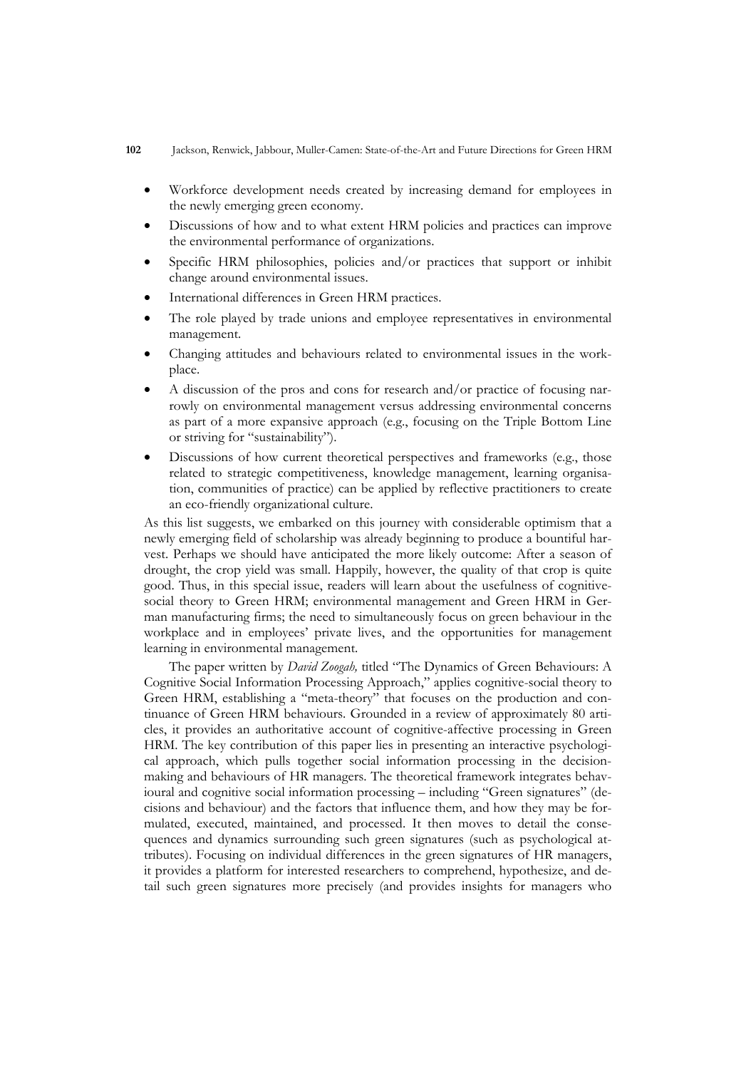- Workforce development needs created by increasing demand for employees in the newly emerging green economy.
- Discussions of how and to what extent HRM policies and practices can improve the environmental performance of organizations.
- Specific HRM philosophies, policies and/or practices that support or inhibit change around environmental issues.
- International differences in Green HRM practices.
- The role played by trade unions and employee representatives in environmental management.
- Changing attitudes and behaviours related to environmental issues in the workplace.
- A discussion of the pros and cons for research and/or practice of focusing narrowly on environmental management versus addressing environmental concerns as part of a more expansive approach (e.g., focusing on the Triple Bottom Line or striving for "sustainability").
- Discussions of how current theoretical perspectives and frameworks (e.g., those related to strategic competitiveness, knowledge management, learning organisation, communities of practice) can be applied by reflective practitioners to create an eco-friendly organizational culture.

As this list suggests, we embarked on this journey with considerable optimism that a newly emerging field of scholarship was already beginning to produce a bountiful harvest. Perhaps we should have anticipated the more likely outcome: After a season of drought, the crop yield was small. Happily, however, the quality of that crop is quite good. Thus, in this special issue, readers will learn about the usefulness of cognitive-social theory to Green HRM; environmental management and Green HRM in German manufacturing firms; the need to simultaneously focus on green behaviour in the workplace and in employees' private lives, and the opportunities for management learning in environmental management.

The paper written by *David Zoogah,* titled "The Dynamics of Green Behaviours: A Cognitive Social Information Processing Approach," applies cognitive-social theory to Green HRM, establishing a "meta-theory" that focuses on the production and continuance of Green HRM behaviours. Grounded in a review of approximately 80 articles, it provides an authoritative account of cognitive-affective processing in Green HRM. The key contribution of this paper lies in presenting an interactive psychological approach, which pulls together social information processing in the decision-making and behaviours of HR managers. The theoretical framework integrates behavioural and cognitive social information processing – including "Green signatures" (decisions and behaviour) and the factors that influence them, and how they may be formulated, executed, maintained, and processed. It then moves to detail the consequences and dynamics surrounding such green signatures (such as psychological attributes). Focusing on individual differences in the green signatures of HR managers, it provides a platform for interested researchers to comprehend, hypothesize, and detail such green signatures more precisely (and provides insights for managers who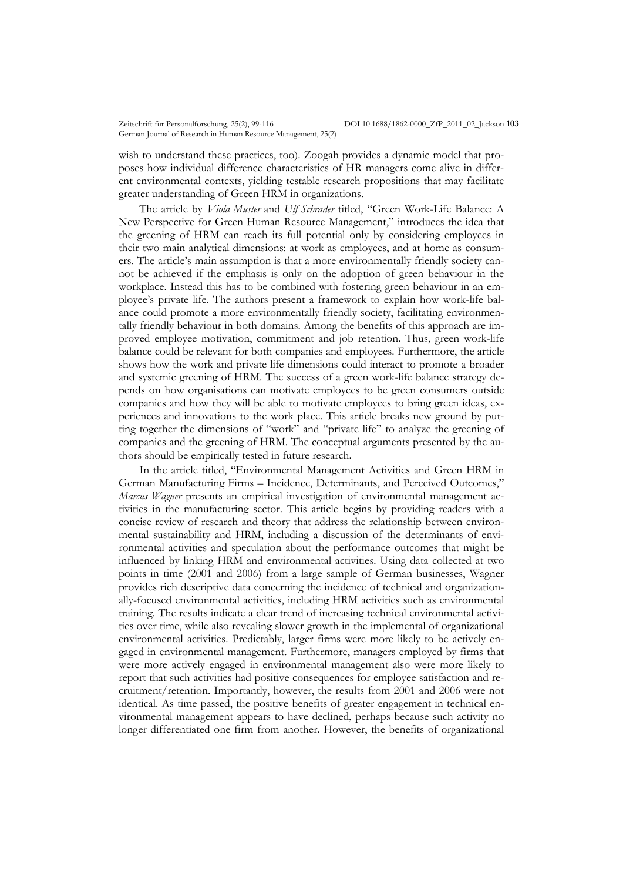wish to understand these practices, too). Zoogah provides a dynamic model that proposes how individual difference characteristics of HR managers come alive in different environmental contexts, yielding testable research propositions that may facilitate greater understanding of Green HRM in organizations.

The article by *Viola Muster* and *Ulf Schrader* titled, "Green Work-Life Balance: A New Perspective for Green Human Resource Management," introduces the idea that the greening of HRM can reach its full potential only by considering employees in their two main analytical dimensions: at work as employees, and at home as consumers. The article's main assumption is that a more environmentally friendly society cannot be achieved if the emphasis is only on the adoption of green behaviour in the workplace. Instead this has to be combined with fostering green behaviour in an employee's private life. The authors present a framework to explain how work-life balance could promote a more environmentally friendly society, facilitating environmentally friendly behaviour in both domains. Among the benefits of this approach are improved employee motivation, commitment and job retention. Thus, green work-life balance could be relevant for both companies and employees. Furthermore, the article shows how the work and private life dimensions could interact to promote a broader and systemic greening of HRM. The success of a green work-life balance strategy depends on how organisations can motivate employees to be green consumers outside companies and how they will be able to motivate employees to bring green ideas, experiences and innovations to the work place. This article breaks new ground by putting together the dimensions of "work" and "private life" to analyze the greening of companies and the greening of HRM. The conceptual arguments presented by the authors should be empirically tested in future research.

In the article titled, "Environmental Management Activities and Green HRM in German Manufacturing Firms – Incidence, Determinants, and Perceived Outcomes," *Marcus Wagner* presents an empirical investigation of environmental management activities in the manufacturing sector. This article begins by providing readers with a concise review of research and theory that address the relationship between environmental sustainability and HRM, including a discussion of the determinants of environmental activities and speculation about the performance outcomes that might be influenced by linking HRM and environmental activities. Using data collected at two points in time (2001 and 2006) from a large sample of German businesses, Wagner provides rich descriptive data concerning the incidence of technical and organizationally-focused environmental activities, including HRM activities such as environmental training. The results indicate a clear trend of increasing technical environmental activities over time, while also revealing slower growth in the implemental of organizational environmental activities. Predictably, larger firms were more likely to be actively engaged in environmental management. Furthermore, managers employed by firms that were more actively engaged in environmental management also were more likely to report that such activities had positive consequences for employee satisfaction and recruitment/retention. Importantly, however, the results from 2001 and 2006 were not identical. As time passed, the positive benefits of greater engagement in technical environmental management appears to have declined, perhaps because such activity no longer differentiated one firm from another. However, the benefits of organizational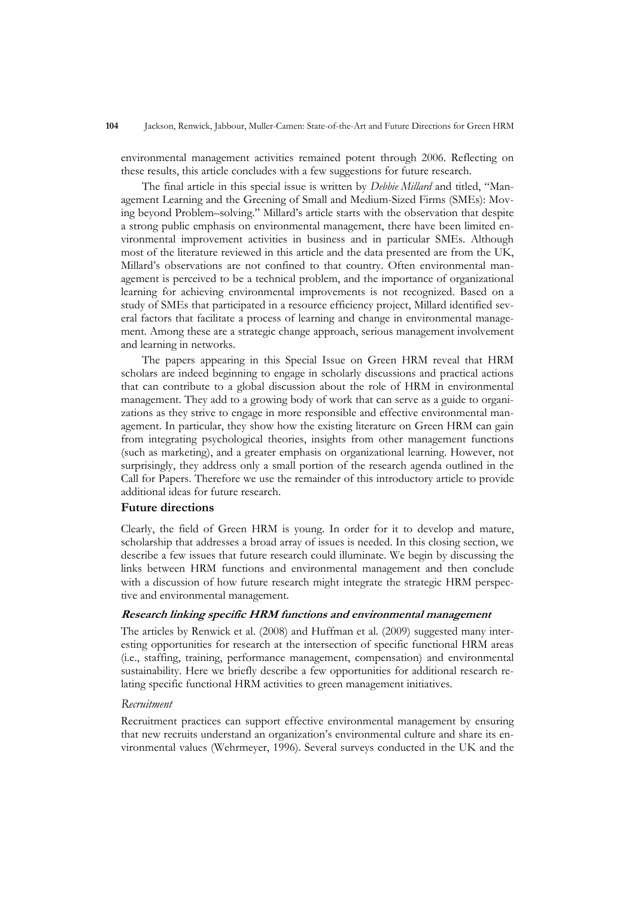environmental management activities remained potent through 2006. Reflecting on these results, this article concludes with a few suggestions for future research.

The final article in this special issue is written by *Debbie Millard* and titled, "Management Learning and the Greening of Small and Medium-Sized Firms (SMEs): Moving beyond Problem–solving." Millard's article starts with the observation that despite a strong public emphasis on environmental management, there have been limited environmental improvement activities in business and in particular SMEs. Although most of the literature reviewed in this article and the data presented are from the UK, Millard's observations are not confined to that country. Often environmental management is perceived to be a technical problem, and the importance of organizational learning for achieving environmental improvements is not recognized. Based on a study of SMEs that participated in a resource efficiency project, Millard identified several factors that facilitate a process of learning and change in environmental management. Among these are a strategic change approach, serious management involvement and learning in networks.

The papers appearing in this Special Issue on Green HRM reveal that HRM scholars are indeed beginning to engage in scholarly discussions and practical actions that can contribute to a global discussion about the role of HRM in environmental management. They add to a growing body of work that can serve as a guide to organizations as they strive to engage in more responsible and effective environmental management. In particular, they show how the existing literature on Green HRM can gain from integrating psychological theories, insights from other management functions (such as marketing), and a greater emphasis on organizational learning. However, not surprisingly, they address only a small portion of the research agenda outlined in the Call for Papers. Therefore we use the remainder of this introductory article to provide additional ideas for future research.

## Future directions

Clearly, the field of Green HRM is young. In order for it to develop and mature, scholarship that addresses a broad array of issues is needed. In this closing section, we describe a few issues that future research could illuminate. We begin by discussing the links between HRM functions and environmental management and then conclude with a discussion of how future research might integrate the strategic HRM perspective and environmental management.

### *Research linking specific HRM functions and environmental management*

The articles by Renwick et al. (2008) and Huffman et al. (2009) suggested many interesting opportunities for research at the intersection of specific functional HRM areas (i.e., staffing, training, performance management, compensation) and environmental sustainability. Here we briefly describe a few opportunities for additional research relating specific functional HRM activities to green management initiatives.

#### *Recruitment*

Recruitment practices can support effective environmental management by ensuring that new recruits understand an organization's environmental culture and share its environmental values (Wehrmeyer, 1996). Several surveys conducted in the UK and the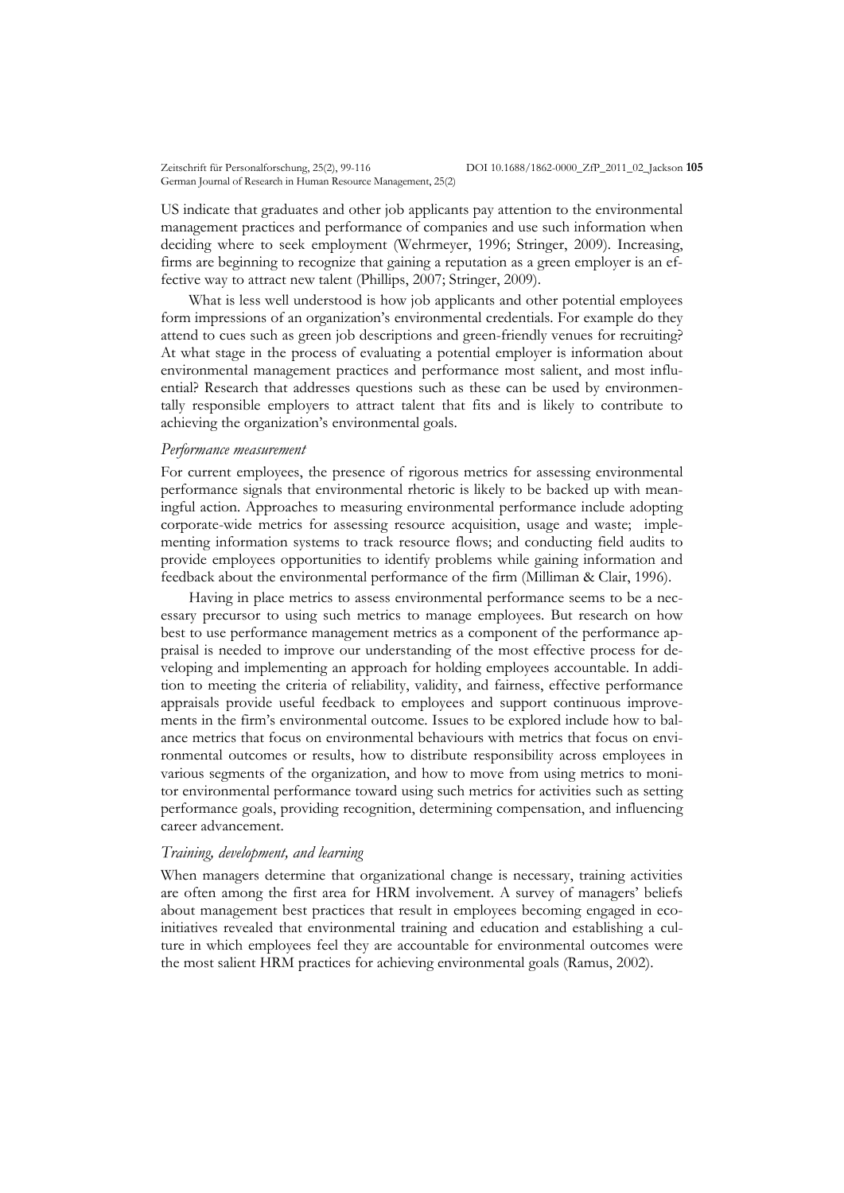US indicate that graduates and other job applicants pay attention to the environmental management practices and performance of companies and use such information when deciding where to seek employment (Wehrmeyer, 1996; Stringer, 2009). Increasing, firms are beginning to recognize that gaining a reputation as a green employer is an effective way to attract new talent (Phillips, 2007; Stringer, 2009).

What is less well understood is how job applicants and other potential employees form impressions of an organization's environmental credentials. For example do they attend to cues such as green job descriptions and green-friendly venues for recruiting? At what stage in the process of evaluating a potential employer is information about environmental management practices and performance most salient, and most influential? Research that addresses questions such as these can be used by environmentally responsible employers to attract talent that fits and is likely to contribute to achieving the organization's environmental goals.

*Performance measurement*

For current employees, the presence of rigorous metrics for assessing environmental performance signals that environmental rhetoric is likely to be backed up with meaningful action. Approaches to measuring environmental performance include adopting corporate-wide metrics for assessing resource acquisition, usage and waste; implementing information systems to track resource flows; and conducting field audits to provide employees opportunities to identify problems while gaining information and feedback about the environmental performance of the firm (Milliman & Clair, 1996).

Having in place metrics to assess environmental performance seems to be a necessary precursor to using such metrics to manage employees. But research on how best to use performance management metrics as a component of the performance appraisal is needed to improve our understanding of the most effective process for developing and implementing an approach for holding employees accountable. In addition to meeting the criteria of reliability, validity, and fairness, effective performance appraisals provide useful feedback to employees and support continuous improvements in the firm's environmental outcome. Issues to be explored include how to balance metrics that focus on environmental behaviours with metrics that focus on environmental outcomes or results, how to distribute responsibility across employees in various segments of the organization, and how to move from using metrics to monitor environmental performance toward using such metrics for activities such as setting performance goals, providing recognition, determining compensation, and influencing career advancement.

*Training, development, and learning*

When managers determine that organizational change is necessary, training activities are often among the first area for HRM involvement. A survey of managers' beliefs about management best practices that result in employees becoming engaged in eco-initiatives revealed that environmental training and education and establishing a culture in which employees feel they are accountable for environmental outcomes were the most salient HRM practices for achieving environmental goals (Ramus, 2002).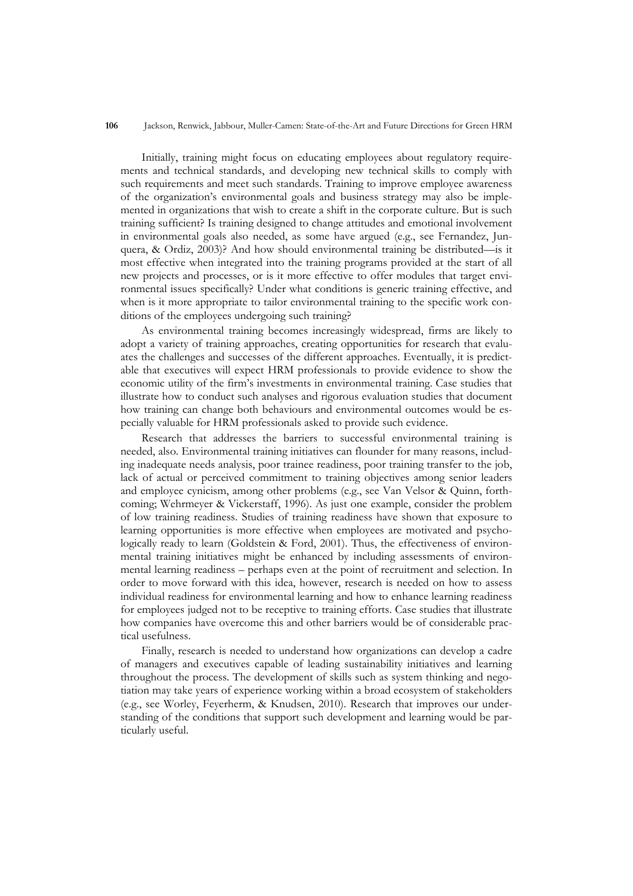Initially, training might focus on educating employees about regulatory requirements and technical standards, and developing new technical skills to comply with such requirements and meet such standards. Training to improve employee awareness of the organization's environmental goals and business strategy may also be implemented in organizations that wish to create a shift in the corporate culture. But is such training sufficient? Is training designed to change attitudes and emotional involvement in environmental goals also needed, as some have argued (e.g., see Fernandez, Junquera, & Ordiz, 2003)? And how should environmental training be distributed—is it most effective when integrated into the training programs provided at the start of all new projects and processes, or is it more effective to offer modules that target environmental issues specifically? Under what conditions is generic training effective, and when is it more appropriate to tailor environmental training to the specific work conditions of the employees undergoing such training?

As environmental training becomes increasingly widespread, firms are likely to adopt a variety of training approaches, creating opportunities for research that evaluates the challenges and successes of the different approaches. Eventually, it is predictable that executives will expect HRM professionals to provide evidence to show the economic utility of the firm's investments in environmental training. Case studies that illustrate how to conduct such analyses and rigorous evaluation studies that document how training can change both behaviours and environmental outcomes would be especially valuable for HRM professionals asked to provide such evidence.

Research that addresses the barriers to successful environmental training is needed, also. Environmental training initiatives can flounder for many reasons, including inadequate needs analysis, poor trainee readiness, poor training transfer to the job, lack of actual or perceived commitment to training objectives among senior leaders and employee cynicism, among other problems (e.g., see Van Velsor & Quinn, forthcoming; Wehrmeyer & Vickerstaff, 1996). As just one example, consider the problem of low training readiness. Studies of training readiness have shown that exposure to learning opportunities is more effective when employees are motivated and psychologically ready to learn (Goldstein & Ford, 2001). Thus, the effectiveness of environmental training initiatives might be enhanced by including assessments of environmental learning readiness – perhaps even at the point of recruitment and selection. In order to move forward with this idea, however, research is needed on how to assess individual readiness for environmental learning and how to enhance learning readiness for employees judged not to be receptive to training efforts. Case studies that illustrate how companies have overcome this and other barriers would be of considerable practical usefulness.

Finally, research is needed to understand how organizations can develop a cadre of managers and executives capable of leading sustainability initiatives and learning throughout the process. The development of skills such as system thinking and negotiation may take years of experience working within a broad ecosystem of stakeholders (e.g., see Worley, Feyerherm, & Knudsen, 2010). Research that improves our understanding of the conditions that support such development and learning would be particularly useful.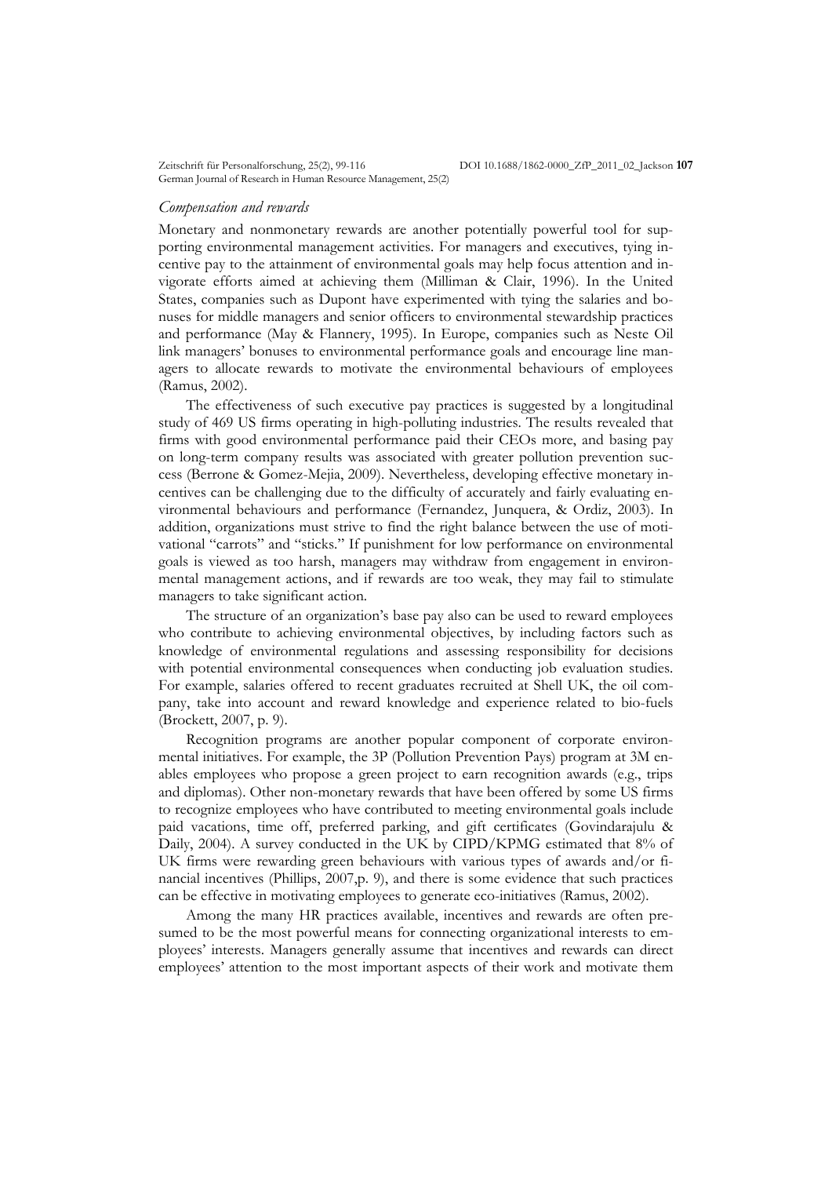*Compensation and rewards*

Monetary and nonmonetary rewards are another potentially powerful tool for supporting environmental management activities. For managers and executives, tying incentive pay to the attainment of environmental goals may help focus attention and invigorate efforts aimed at achieving them (Milliman & Clair, 1996). In the United States, companies such as Dupont have experimented with tying the salaries and bonuses for middle managers and senior officers to environmental stewardship practices and performance (May & Flannery, 1995). In Europe, companies such as Neste Oil link managers' bonuses to environmental performance goals and encourage line managers to allocate rewards to motivate the environmental behaviours of employees (Ramus, 2002).

The effectiveness of such executive pay practices is suggested by a longitudinal study of 469 US firms operating in high-polluting industries. The results revealed that firms with good environmental performance paid their CEOs more, and basing pay on long-term company results was associated with greater pollution prevention success (Berrone & Gomez-Mejia, 2009). Nevertheless, developing effective monetary incentives can be challenging due to the difficulty of accurately and fairly evaluating environmental behaviours and performance (Fernandez, Junquera, & Ordiz, 2003). In addition, organizations must strive to find the right balance between the use of motivational "carrots" and "sticks." If punishment for low performance on environmental goals is viewed as too harsh, managers may withdraw from engagement in environmental management actions, and if rewards are too weak, they may fail to stimulate managers to take significant action.

The structure of an organization's base pay also can be used to reward employees who contribute to achieving environmental objectives, by including factors such as knowledge of environmental regulations and assessing responsibility for decisions with potential environmental consequences when conducting job evaluation studies. For example, salaries offered to recent graduates recruited at Shell UK, the oil company, take into account and reward knowledge and experience related to bio-fuels (Brockett, 2007, p. 9).

Recognition programs are another popular component of corporate environmental initiatives. For example, the 3P (Pollution Prevention Pays) program at 3M enables employees who propose a green project to earn recognition awards (e.g., trips and diplomas). Other non-monetary rewards that have been offered by some US firms to recognize employees who have contributed to meeting environmental goals include paid vacations, time off, preferred parking, and gift certificates (Govindarajulu & Daily, 2004). A survey conducted in the UK by CIPD/KPMG estimated that 8% of UK firms were rewarding green behaviours with various types of awards and/or financial incentives (Phillips, 2007,p. 9), and there is some evidence that such practices can be effective in motivating employees to generate eco-initiatives (Ramus, 2002).

Among the many HR practices available, incentives and rewards are often presumed to be the most powerful means for connecting organizational interests to employees' interests. Managers generally assume that incentives and rewards can direct employees' attention to the most important aspects of their work and motivate them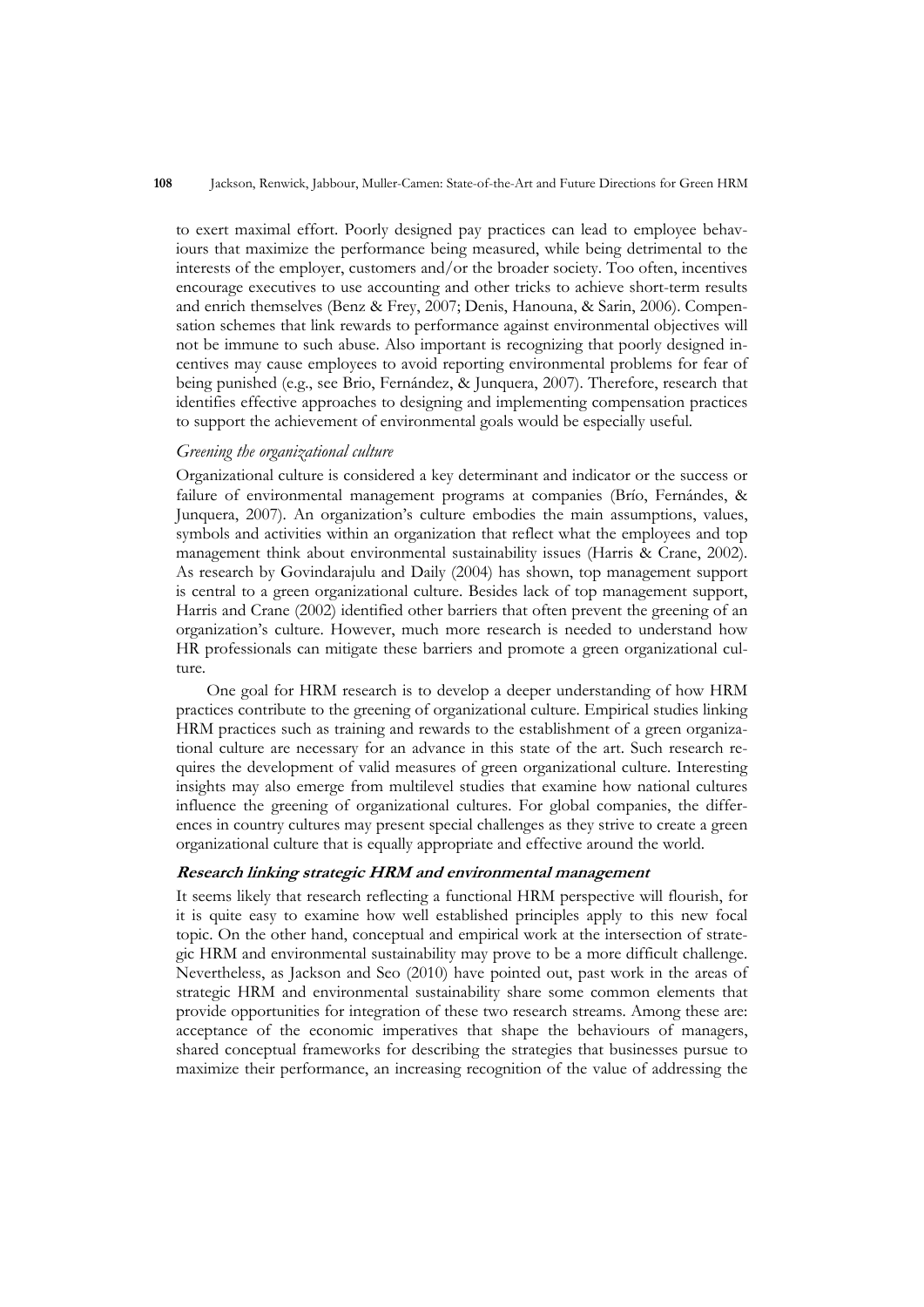to exert maximal effort. Poorly designed pay practices can lead to employee behaviours that maximize the performance being measured, while being detrimental to the interests of the employer, customers and/or the broader society. Too often, incentives encourage executives to use accounting and other tricks to achieve short-term results and enrich themselves (Benz & Frey, 2007; Denis, Hanouna, & Sarin, 2006). Compensation schemes that link rewards to performance against environmental objectives will not be immune to such abuse. Also important is recognizing that poorly designed incentives may cause employees to avoid reporting environmental problems for fear of being punished (e.g., see Brio, Fernández, & Junquera, 2007). Therefore, research that identifies effective approaches to designing and implementing compensation practices to support the achievement of environmental goals would be especially useful.

*Greening the organizational culture*

Organizational culture is considered a key determinant and indicator or the success or failure of environmental management programs at companies (Brío, Fernándes, & Junquera, 2007). An organization's culture embodies the main assumptions, values, symbols and activities within an organization that reflect what the employees and top management think about environmental sustainability issues (Harris & Crane, 2002). As research by Govindarajulu and Daily (2004) has shown, top management support is central to a green organizational culture. Besides lack of top management support, Harris and Crane (2002) identified other barriers that often prevent the greening of an organization's culture. However, much more research is needed to understand how HR professionals can mitigate these barriers and promote a green organizational culture.

One goal for HRM research is to develop a deeper understanding of how HRM practices contribute to the greening of organizational culture. Empirical studies linking HRM practices such as training and rewards to the establishment of a green organizational culture are necessary for an advance in this state of the art. Such research requires the development of valid measures of green organizational culture. Interesting insights may also emerge from multilevel studies that examine how national cultures influence the greening of organizational cultures. For global companies, the differences in country cultures may present special challenges as they strive to create a green organizational culture that is equally appropriate and effective around the world.

***Research linking strategic HRM and environmental management***

It seems likely that research reflecting a functional HRM perspective will flourish, for it is quite easy to examine how well established principles apply to this new focal topic. On the other hand, conceptual and empirical work at the intersection of strategic HRM and environmental sustainability may prove to be a more difficult challenge. Nevertheless, as Jackson and Seo (2010) have pointed out, past work in the areas of strategic HRM and environmental sustainability share some common elements that provide opportunities for integration of these two research streams. Among these are: acceptance of the economic imperatives that shape the behaviours of managers, shared conceptual frameworks for describing the strategies that businesses pursue to maximize their performance, an increasing recognition of the value of addressing the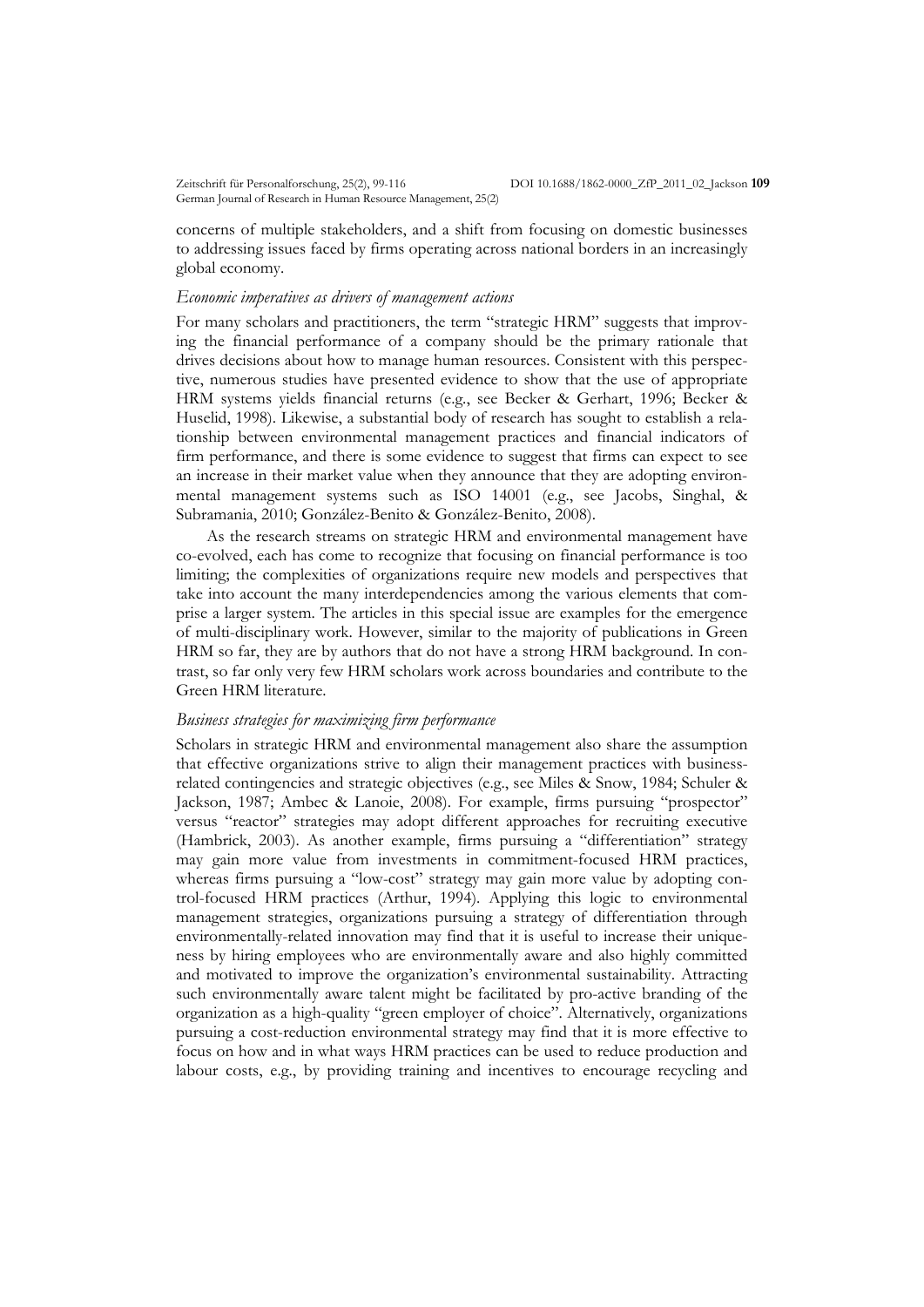concerns of multiple stakeholders, and a shift from focusing on domestic businesses to addressing issues faced by firms operating across national borders in an increasingly global economy.

*Economic imperatives as drivers of management actions*

For many scholars and practitioners, the term "strategic HRM" suggests that improving the financial performance of a company should be the primary rationale that drives decisions about how to manage human resources. Consistent with this perspective, numerous studies have presented evidence to show that the use of appropriate HRM systems yields financial returns (e.g., see Becker & Gerhart, 1996; Becker & Huselid, 1998). Likewise, a substantial body of research has sought to establish a relationship between environmental management practices and financial indicators of firm performance, and there is some evidence to suggest that firms can expect to see an increase in their market value when they announce that they are adopting environmental management systems such as ISO 14001 (e.g., see Jacobs, Singhal, & Subramania, 2010; González-Benito & González-Benito, 2008).

As the research streams on strategic HRM and environmental management have co-evolved, each has come to recognize that focusing on financial performance is too limiting; the complexities of organizations require new models and perspectives that take into account the many interdependencies among the various elements that comprise a larger system. The articles in this special issue are examples for the emergence of multi-disciplinary work. However, similar to the majority of publications in Green HRM so far, they are by authors that do not have a strong HRM background. In contrast, so far only very few HRM scholars work across boundaries and contribute to the Green HRM literature.

*Business strategies for maximizing firm performance*

Scholars in strategic HRM and environmental management also share the assumption that effective organizations strive to align their management practices with business-related contingencies and strategic objectives (e.g., see Miles & Snow, 1984; Schuler & Jackson, 1987; Ambec & Lanoie, 2008). For example, firms pursuing "prospector" versus "reactor" strategies may adopt different approaches for recruiting executive (Hambrick, 2003). As another example, firms pursuing a "differentiation" strategy may gain more value from investments in commitment-focused HRM practices, whereas firms pursuing a "low-cost" strategy may gain more value by adopting control-focused HRM practices (Arthur, 1994). Applying this logic to environmental management strategies, organizations pursuing a strategy of differentiation through environmentally-related innovation may find that it is useful to increase their uniqueness by hiring employees who are environmentally aware and also highly committed and motivated to improve the organization's environmental sustainability. Attracting such environmentally aware talent might be facilitated by pro-active branding of the organization as a high-quality "green employer of choice". Alternatively, organizations pursuing a cost-reduction environmental strategy may find that it is more effective to focus on how and in what ways HRM practices can be used to reduce production and labour costs, e.g., by providing training and incentives to encourage recycling and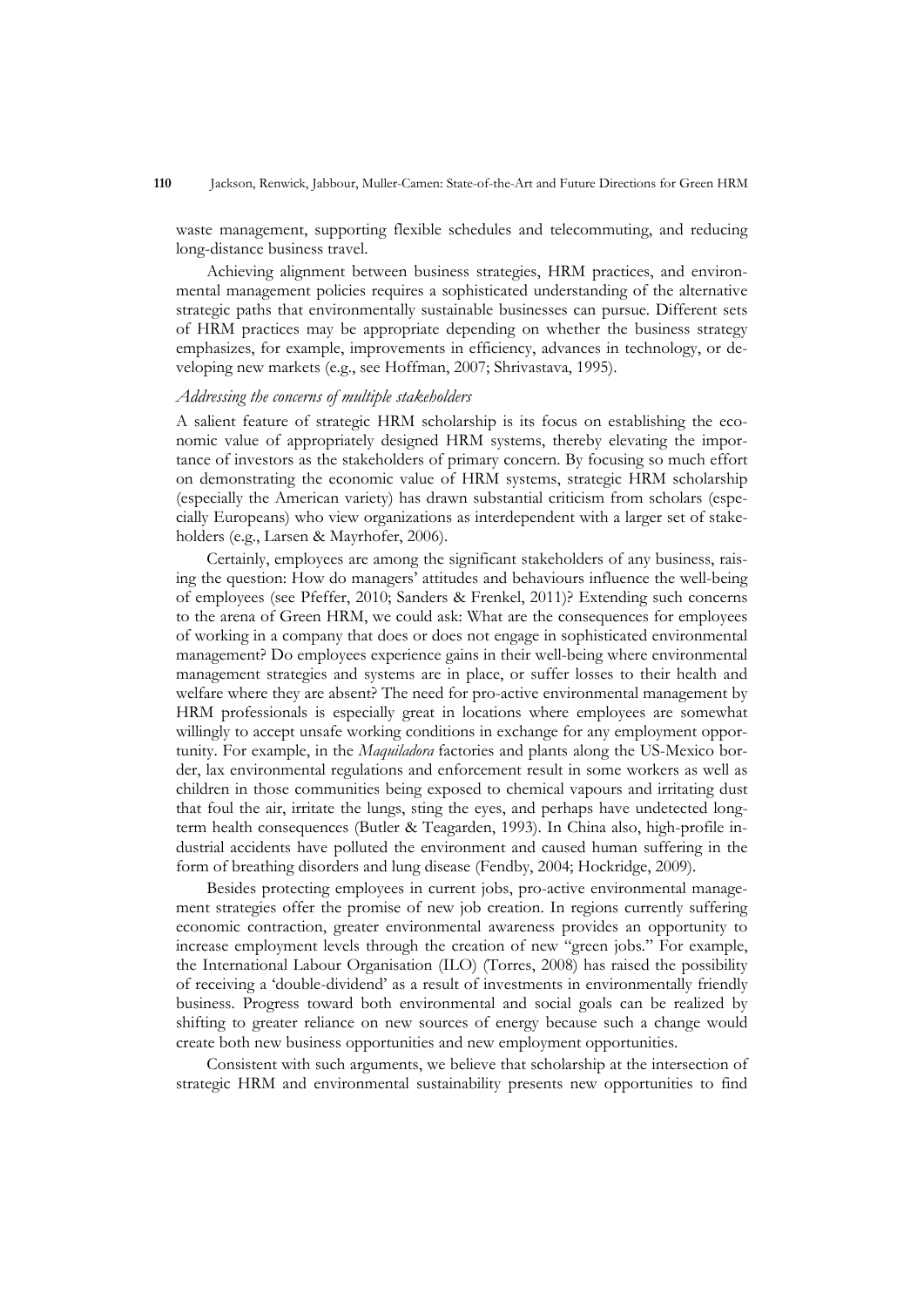waste management, supporting flexible schedules and telecommuting, and reducing long-distance business travel.

Achieving alignment between business strategies, HRM practices, and environmental management policies requires a sophisticated understanding of the alternative strategic paths that environmentally sustainable businesses can pursue. Different sets of HRM practices may be appropriate depending on whether the business strategy emphasizes, for example, improvements in efficiency, advances in technology, or developing new markets (e.g., see Hoffman, 2007; Shrivastava, 1995).

### *Addressing the concerns of multiple stakeholders*

A salient feature of strategic HRM scholarship is its focus on establishing the economic value of appropriately designed HRM systems, thereby elevating the importance of investors as the stakeholders of primary concern. By focusing so much effort on demonstrating the economic value of HRM systems, strategic HRM scholarship (especially the American variety) has drawn substantial criticism from scholars (especially Europeans) who view organizations as interdependent with a larger set of stakeholders (e.g., Larsen & Mayrhofer, 2006).

Certainly, employees are among the significant stakeholders of any business, raising the question: How do managers' attitudes and behaviours influence the well-being of employees (see Pfeffer, 2010; Sanders & Frenkel, 2011)? Extending such concerns to the arena of Green HRM, we could ask: What are the consequences for employees of working in a company that does or does not engage in sophisticated environmental management? Do employees experience gains in their well-being where environmental management strategies and systems are in place, or suffer losses to their health and welfare where they are absent? The need for pro-active environmental management by HRM professionals is especially great in locations where employees are somewhat willingly to accept unsafe working conditions in exchange for any employment opportunity. For example, in the *Maquiladora* factories and plants along the US-Mexico border, lax environmental regulations and enforcement result in some workers as well as children in those communities being exposed to chemical vapours and irritating dust that foul the air, irritate the lungs, sting the eyes, and perhaps have undetected long-term health consequences (Butler & Teagarden, 1993). In China also, high-profile industrial accidents have polluted the environment and caused human suffering in the form of breathing disorders and lung disease (Fendby, 2004; Hockridge, 2009).

Besides protecting employees in current jobs, pro-active environmental management strategies offer the promise of new job creation. In regions currently suffering economic contraction, greater environmental awareness provides an opportunity to increase employment levels through the creation of new "green jobs." For example, the International Labour Organisation (ILO) (Torres, 2008) has raised the possibility of receiving a 'double-dividend' as a result of investments in environmentally friendly business. Progress toward both environmental and social goals can be realized by shifting to greater reliance on new sources of energy because such a change would create both new business opportunities and new employment opportunities.

Consistent with such arguments, we believe that scholarship at the intersection of strategic HRM and environmental sustainability presents new opportunities to find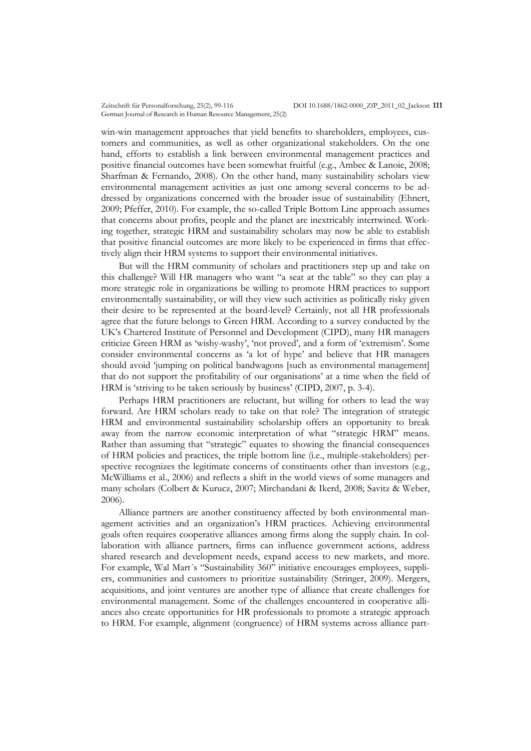win-win management approaches that yield benefits to shareholders, employees, customers and communities, as well as other organizational stakeholders. On the one hand, efforts to establish a link between environmental management practices and positive financial outcomes have been somewhat fruitful (e.g., Ambec & Lanoie, 2008; Sharfman & Fernando, 2008). On the other hand, many sustainability scholars view environmental management activities as just one among several concerns to be addressed by organizations concerned with the broader issue of sustainability (Ehnert, 2009; Pfeffer, 2010). For example, the so-called Triple Bottom Line approach assumes that concerns about profits, people and the planet are inextricably intertwined. Working together, strategic HRM and sustainability scholars may now be able to establish that positive financial outcomes are more likely to be experienced in firms that effectively align their HRM systems to support their environmental initiatives.

But will the HRM community of scholars and practitioners step up and take on this challenge? Will HR managers who want "a seat at the table" so they can play a more strategic role in organizations be willing to promote HRM practices to support environmentally sustainability, or will they view such activities as politically risky given their desire to be represented at the board-level? Certainly, not all HR professionals agree that the future belongs to Green HRM. According to a survey conducted by the UK's Chartered Institute of Personnel and Development (CIPD), many HR managers criticize Green HRM as 'wishy-washy', 'not proved', and a form of 'extremism'. Some consider environmental concerns as 'a lot of hype' and believe that HR managers should avoid 'jumping on political bandwagons [such as environmental management] that do not support the profitability of our organisations' at a time when the field of HRM is 'striving to be taken seriously by business' (CIPD, 2007, p. 3-4).

Perhaps HRM practitioners are reluctant, but willing for others to lead the way forward. Are HRM scholars ready to take on that role? The integration of strategic HRM and environmental sustainability scholarship offers an opportunity to break away from the narrow economic interpretation of what "strategic HRM" means. Rather than assuming that "strategic" equates to showing the financial consequences of HRM policies and practices, the triple bottom line (i.e., multiple-stakeholders) perspective recognizes the legitimate concerns of constituents other than investors (e.g., McWilliams et al., 2006) and reflects a shift in the world views of some managers and many scholars (Colbert & Kurucz, 2007; Mirchandani & Ikerd, 2008; Savitz & Weber, 2006).

Alliance partners are another constituency affected by both environmental management activities and an organization's HRM practices. Achieving environmental goals often requires cooperative alliances among firms along the supply chain. In collaboration with alliance partners, firms can influence government actions, address shared research and development needs, expand access to new markets, and more. For example, Wal Mart´s "Sustainability 360" initiative encourages employees, suppliers, communities and customers to prioritize sustainability (Stringer, 2009). Mergers, acquisitions, and joint ventures are another type of alliance that create challenges for environmental management. Some of the challenges encountered in cooperative alliances also create opportunities for HR professionals to promote a strategic approach to HRM. For example, alignment (congruence) of HRM systems across alliance part-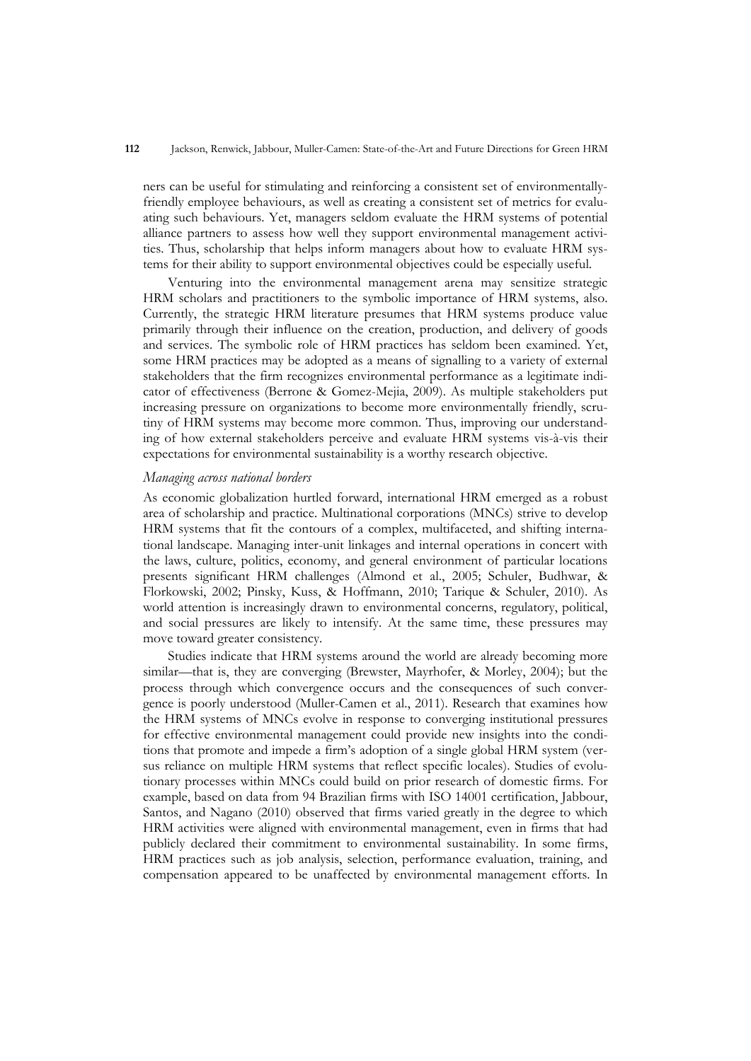ners can be useful for stimulating and reinforcing a consistent set of environmentally-friendly employee behaviours, as well as creating a consistent set of metrics for evaluating such behaviours. Yet, managers seldom evaluate the HRM systems of potential alliance partners to assess how well they support environmental management activities. Thus, scholarship that helps inform managers about how to evaluate HRM systems for their ability to support environmental objectives could be especially useful.

Venturing into the environmental management arena may sensitize strategic HRM scholars and practitioners to the symbolic importance of HRM systems, also. Currently, the strategic HRM literature presumes that HRM systems produce value primarily through their influence on the creation, production, and delivery of goods and services. The symbolic role of HRM practices has seldom been examined. Yet, some HRM practices may be adopted as a means of signalling to a variety of external stakeholders that the firm recognizes environmental performance as a legitimate indicator of effectiveness (Berrone & Gomez-Mejia, 2009). As multiple stakeholders put increasing pressure on organizations to become more environmentally friendly, scrutiny of HRM systems may become more common. Thus, improving our understanding of how external stakeholders perceive and evaluate HRM systems vis-à-vis their expectations for environmental sustainability is a worthy research objective.

*Managing across national borders*

As economic globalization hurtled forward, international HRM emerged as a robust area of scholarship and practice. Multinational corporations (MNCs) strive to develop HRM systems that fit the contours of a complex, multifaceted, and shifting international landscape. Managing inter-unit linkages and internal operations in concert with the laws, culture, politics, economy, and general environment of particular locations presents significant HRM challenges (Almond et al., 2005; Schuler, Budhwar, & Florkowski, 2002; Pinsky, Kuss, & Hoffmann, 2010; Tarique & Schuler, 2010). As world attention is increasingly drawn to environmental concerns, regulatory, political, and social pressures are likely to intensify. At the same time, these pressures may move toward greater consistency.

Studies indicate that HRM systems around the world are already becoming more similar—that is, they are converging (Brewster, Mayrhofer, & Morley, 2004); but the process through which convergence occurs and the consequences of such convergence is poorly understood (Muller-Camen et al., 2011). Research that examines how the HRM systems of MNCs evolve in response to converging institutional pressures for effective environmental management could provide new insights into the conditions that promote and impede a firm's adoption of a single global HRM system (versus reliance on multiple HRM systems that reflect specific locales). Studies of evolutionary processes within MNCs could build on prior research of domestic firms. For example, based on data from 94 Brazilian firms with ISO 14001 certification, Jabbour, Santos, and Nagano (2010) observed that firms varied greatly in the degree to which HRM activities were aligned with environmental management, even in firms that had publicly declared their commitment to environmental sustainability. In some firms, HRM practices such as job analysis, selection, performance evaluation, training, and compensation appeared to be unaffected by environmental management efforts. In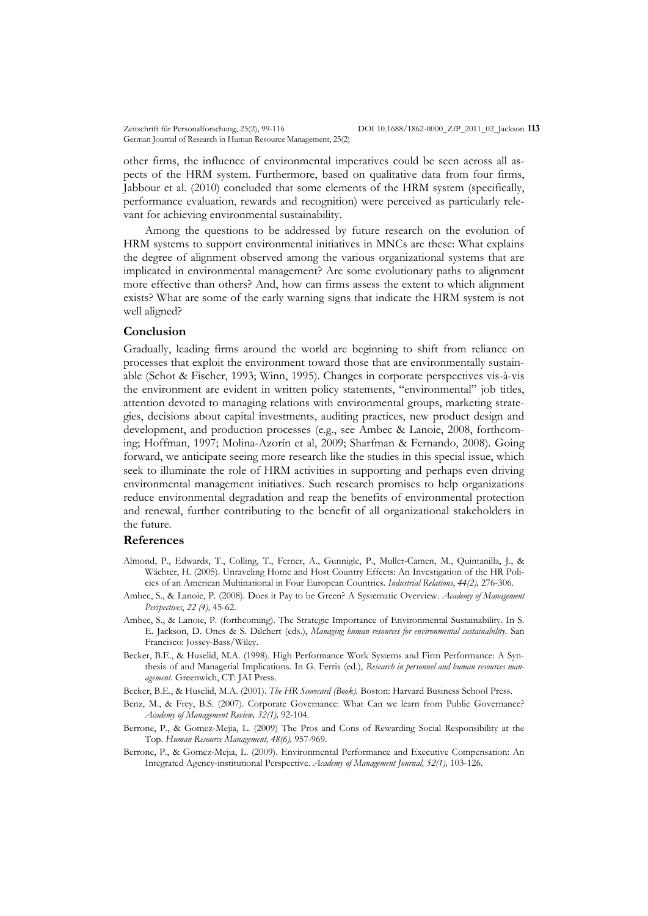other firms, the influence of environmental imperatives could be seen across all aspects of the HRM system. Furthermore, based on qualitative data from four firms, Jabbour et al. (2010) concluded that some elements of the HRM system (specifically, performance evaluation, rewards and recognition) were perceived as particularly relevant for achieving environmental sustainability.

Among the questions to be addressed by future research on the evolution of HRM systems to support environmental initiatives in MNCs are these: What explains the degree of alignment observed among the various organizational systems that are implicated in environmental management? Are some evolutionary paths to alignment more effective than others? And, how can firms assess the extent to which alignment exists? What are some of the early warning signs that indicate the HRM system is not well aligned?

## Conclusion

Gradually, leading firms around the world are beginning to shift from reliance on processes that exploit the environment toward those that are environmentally sustainable (Schot & Fischer, 1993; Winn, 1995). Changes in corporate perspectives vis-à-vis the environment are evident in written policy statements, "environmental" job titles, attention devoted to managing relations with environmental groups, marketing strategies, decisions about capital investments, auditing practices, new product design and development, and production processes (e.g., see Ambec & Lanoie, 2008, forthcoming; Hoffman, 1997; Molina-Azorín et al, 2009; Sharfman & Fernando, 2008). Going forward, we anticipate seeing more research like the studies in this special issue, which seek to illuminate the role of HRM activities in supporting and perhaps even driving environmental management initiatives. Such research promises to help organizations reduce environmental degradation and reap the benefits of environmental protection and renewal, further contributing to the benefit of all organizational stakeholders in the future.

## References

Almond, P., Edwards, T., Colling, T., Ferner, A., Gunnigle, P., Muller-Camen, M., Quintanilla, J., & Wächter, H. (2005). Unraveling Home and Host Country Effects: An Investigation of the HR Policies of an American Multinational in Four European Countries. *Industrial Relations*, *44(2),* 276-306.

Ambec, S., & Lanoie, P. (2008). Does it Pay to be Green? A Systematic Overview. *Academy of Management Perspectives*, *22 (4),* 45-62.

Ambec, S., & Lanoie, P. (forthcoming). The Strategic Importance of Environmental Sustainability. In S. E. Jackson, D. Ones & S. Dilchert (eds.), *Managing human resources for environmental sustainability.* San Francisco: Jossey-Bass/Wiley.

Becker, B.E., & Huselid, M.A. (1998). High Performance Work Systems and Firm Performance: A Synthesis of and Managerial Implications. In G. Ferris (ed.), *Research in personnel and human resources management*. Greenwich, CT: JAI Press.

Becker, B.E., & Huselid, M.A. (2001). *The HR Scorecard (Book).* Boston: Harvard Business School Press.

Benz, M., & Frey, B.S. (2007). Corporate Governance: What Can we learn from Public Governance? *Academy of Management Review, 32(1),* 92-104.

Berrone, P., & Gomez-Mejia, L. (2009) The Pros and Cons of Rewarding Social Responsibility at the Top. *Human Resource Management, 48(6),* 957-969.

Berrone, P., & Gomez-Mejia, L. (2009). Environmental Performance and Executive Compensation: An Integrated Agency-institutional Perspective. *Academy of Management Journal, 52(1),* 103-126.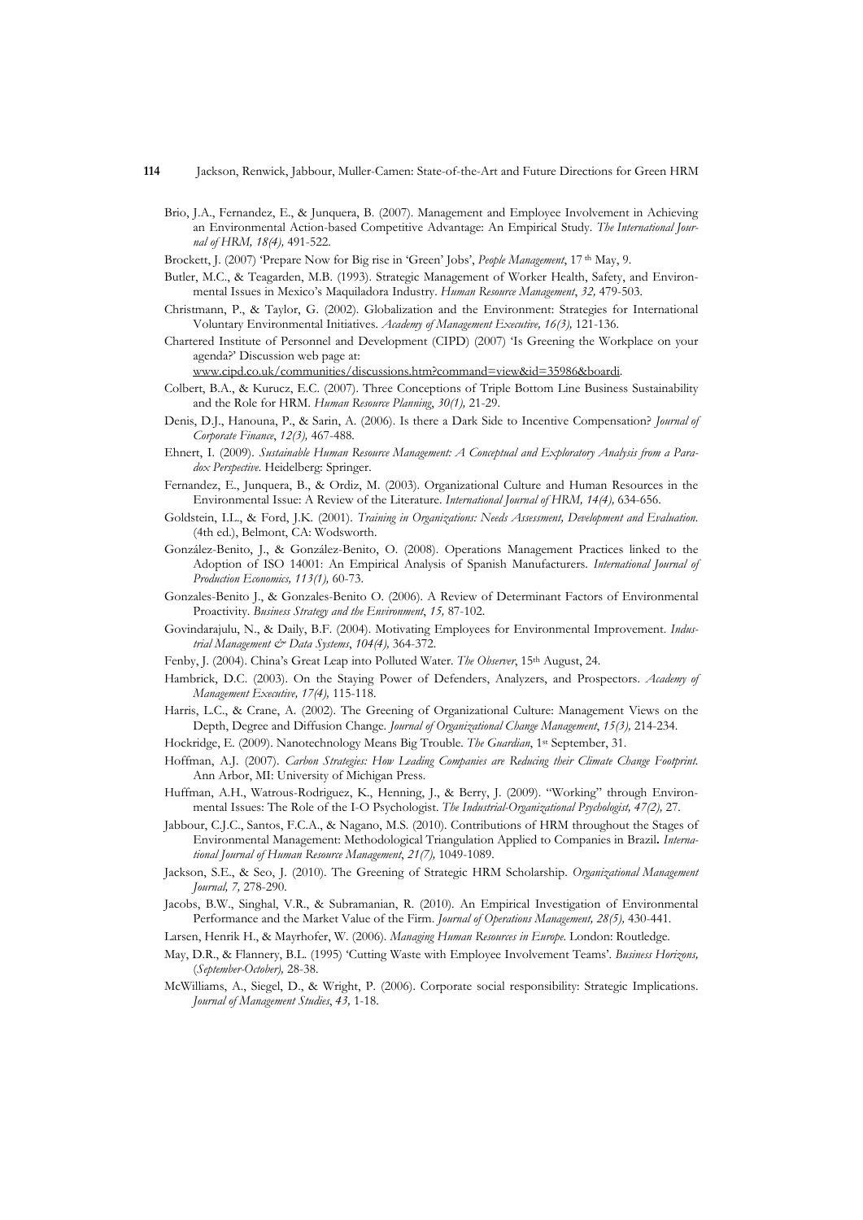Brio, J.A., Fernandez, E., & Junquera, B. (2007). Management and Employee Involvement in Achieving an Environmental Action-based Competitive Advantage: An Empirical Study. *The International Journal of HRM, 18(4),* 491-522.

Brockett, J. (2007) 'Prepare Now for Big rise in 'Green' Jobs', *People Management*, 17 th May, 9.

Butler, M.C., & Teagarden, M.B. (1993). Strategic Management of Worker Health, Safety, and Environmental Issues in Mexico's Maquiladora Industry. *Human Resource Management*, *32,* 479-503.

Christmann, P., & Taylor, G. (2002). Globalization and the Environment: Strategies for International Voluntary Environmental Initiatives. *Academy of Management Executive, 16(3),* 121-136.

Chartered Institute of Personnel and Development (CIPD) (2007) 'Is Greening the Workplace on your agenda?' Discussion web page at: www.cipd.co.uk/communities/discussions.htm?command=view&id=35986&boardi.

Colbert, B.A., & Kurucz, E.C. (2007). Three Conceptions of Triple Bottom Line Business Sustainability and the Role for HRM. *Human Resource Planning*, *30(1),* 21-29.

Denis, D.J., Hanouna, P., & Sarin, A. (2006). Is there a Dark Side to Incentive Compensation? *Journal of Corporate Finance*, *12(3),* 467-488.

Ehnert, I. (2009). *Sustainable Human Resource Management: A Conceptual and Exploratory Analysis from a Paradox Perspective*. Heidelberg: Springer.

Fernandez, E., Junquera, B., & Ordiz, M. (2003). Organizational Culture and Human Resources in the Environmental Issue: A Review of the Literature. *International Journal of HRM, 14(4),* 634-656.

Goldstein, I.L., & Ford, J.K. (2001). *Training in Organizations: Needs Assessment, Development and Evaluation.* (4th ed.), Belmont, CA: Wodsworth.

González-Benito, J., & González-Benito, O. (2008). Operations Management Practices linked to the Adoption of ISO 14001: An Empirical Analysis of Spanish Manufacturers. *International Journal of Production Economics, 113(1),* 60-73.

Gonzales-Benito J., & Gonzales-Benito O. (2006). A Review of Determinant Factors of Environmental Proactivity. *Business Strategy and the Environment*, *15,* 87-102.

Govindarajulu, N., & Daily, B.F. (2004). Motivating Employees for Environmental Improvement. *Industrial Management & Data Systems*, *104(4),* 364-372.

Fenby, J. (2004). China's Great Leap into Polluted Water. *The Observer*, 15th August, 24.

Hambrick, D.C. (2003). On the Staying Power of Defenders, Analyzers, and Prospectors. *Academy of Management Executive, 17(4),* 115-118.

Harris, L.C., & Crane, A. (2002). The Greening of Organizational Culture: Management Views on the Depth, Degree and Diffusion Change. *Journal of Organizational Change Management*, *15(3),* 214-234.

Hockridge, E. (2009). Nanotechnology Means Big Trouble. *The Guardian*, 1st September, 31.

Hoffman, A.J. (2007). *Carbon Strategies: How Leading Companies are Reducing their Climate Change Footprint.* Ann Arbor, MI: University of Michigan Press.

Huffman, A.H., Watrous-Rodriguez, K., Henning, J., & Berry, J. (2009). "Working" through Environmental Issues: The Role of the I-O Psychologist. *The Industrial-Organizational Psychologist, 47(2),* 27.

Jabbour, C.J.C., Santos, F.C.A., & Nagano, M.S. (2010). Contributions of HRM throughout the Stages of Environmental Management: Methodological Triangulation Applied to Companies in Brazil**.** *International Journal of Human Resource Management*, *21(7),* 1049-1089.

Jackson, S.E., & Seo, J. (2010). The Greening of Strategic HRM Scholarship. *Organizational Management Journal, 7,* 278-290.

Jacobs, B.W., Singhal, V.R., & Subramanian, R. (2010). An Empirical Investigation of Environmental Performance and the Market Value of the Firm. *Journal of Operations Management, 28(5),* 430-441.

Larsen, Henrik H., & Mayrhofer, W. (2006). *Managing Human Resources in Europe.* London: Routledge.

May, D.R., & Flannery, B.L. (1995) 'Cutting Waste with Employee Involvement Teams'. *Business Horizons,* (*September-October),* 28-38.

McWilliams, A., Siegel, D., & Wright, P. (2006). Corporate social responsibility: Strategic Implications. *Journal of Management Studies*, *43,* 1-18.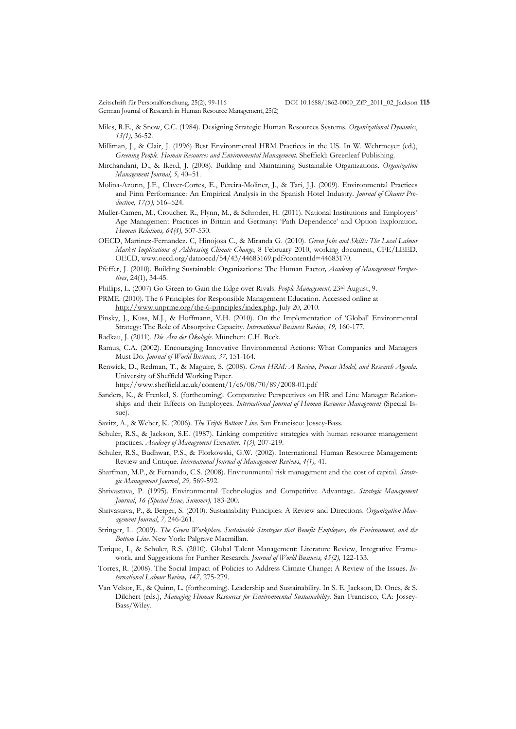Miles, R.E., & Snow, C.C. (1984). Designing Strategic Human Resources Systems. *Organizational Dynamics*, *13(1),* 36-52.

Milliman, J., & Clair, J. (1996) Best Environmental HRM Practices in the US. In W. Wehrmeyer (ed.), *Greening People. Human Resources and Environmental Management*. Sheffield: Greenleaf Publishing.

Mirchandani, D., & Ikerd, J. (2008). Building and Maintaining Sustainable Organizations. *Organization Management Journal*, *5,* 40–51.

Molina-Azorın, J.F., Claver-Cortes, E., Pereira-Moliner, J., & Tari, J.J. (2009). Environmental Practices and Firm Performance: An Empirical Analysis in the Spanish Hotel Industry. *Journal of Cleaner Production*, *17(5),* 516–524.

Muller-Camen, M., Croucher, R., Flynn, M., & Schroder, H. (2011). National Institutions and Employers' Age Management Practices in Britain and Germany: 'Path Dependence' and Option Exploration. *Human Relations, 64(4),* 507-530.

OECD, Martinez-Fernandez. C, Hinojosa C., & Miranda G. (2010). *Green Jobs and Skills: The Local Labour Market Implications of Addressing Climate Change*, 8 February 2010, working document, CFE/LEED, OECD, www.oecd.org/dataoecd/54/43/44683169.pdf?contentId=44683170.

Pfeffer, J. (2010). Building Sustainable Organizations: The Human Factor*, Academy of Management Perspectives*, 24(1), 34-45.

Phillips, L. (2007) Go Green to Gain the Edge over Rivals. *People Management,* 23rd August, 9.

PRME. (2010). The 6 Principles for Responsible Management Education. Accessed online at http://www.unprme.org/the-6-principles/index.php, July 20, 2010.

Pinsky, J., Kuss, M.J., & Hoffmann, V.H. (2010). On the Implementation of 'Global' Environmental Strategy: The Role of Absorptive Capacity. *International Business Review*, *19,* 160-177.

Radkau, J. (2011). *Die Ära der Ökologie*. München: C.H. Beck.

Ramus, C.A. (2002). Encouraging Innovative Environmental Actions: What Companies and Managers Must Do. *Journal of World Business, 37,* 151-164.

Renwick, D., Redman, T., & Maguire, S. (2008). *Green HRM: A Review, Process Model, and Research Agenda*. University of Sheffield Working Paper.
http://www.sheffield.ac.uk/content/1/c6/08/70/89/2008-01.pdf

Sanders, K., & Frenkel, S. (forthcoming). Comparative Perspectives on HR and Line Manager Relationships and their Effects on Employees. *International Journal of Human Resource Management* (Special Issue).

Savitz, A., & Weber, K. (2006). *The Triple Bottom Line*. San Francisco: Jossey-Bass.

Schuler, R.S., & Jackson, S.E. (1987). Linking competitive strategies with human resource management practices. *Academy of Management Executive*, *1(3),* 207-219.

Schuler, R.S., Budhwar, P.S., & Florkowski, G.W. (2002). International Human Resource Management: Review and Critique. *International Journal of Management Reviews*, *4(1),* 41.

Sharfman, M.P., & Fernando, C.S. (2008). Environmental risk management and the cost of capital. *Strategic Management Journal*, *29,* 569-592.

Shrivastava, P. (1995). Environmental Technologies and Competitive Advantage. *Strategic Management Journal*, *16 (Special Issue, Summer),* 183-200.

Shrivastava, P., & Berger, S. (2010). Sustainability Principles: A Review and Directions. *Organization Management Journal*, *7,* 246-261.

Stringer, L. (2009). *The Green Workplace. Sustainable Strategies that Benefit Employees, the Environment, and the Bottom Line*. New York: Palgrave Macmillan.

Tarique, I., & Schuler, R.S. (2010). Global Talent Management: Literature Review, Integrative Framework, and Suggestions for Further Research. *Journal of World Business, 45(2),* 122-133.

Torres, R. (2008). The Social Impact of Policies to Address Climate Change: A Review of the Issues. *International Labour Review, 147,* 275-279.

Van Velsor, E., & Quinn, L. (forthcoming). Leadership and Sustainability. In S. E. Jackson, D. Ones, & S. Dilchert (eds.), *Managing Human Resources for Environmental Sustainability*. San Francisco, CA: Jossey-Bass/Wiley.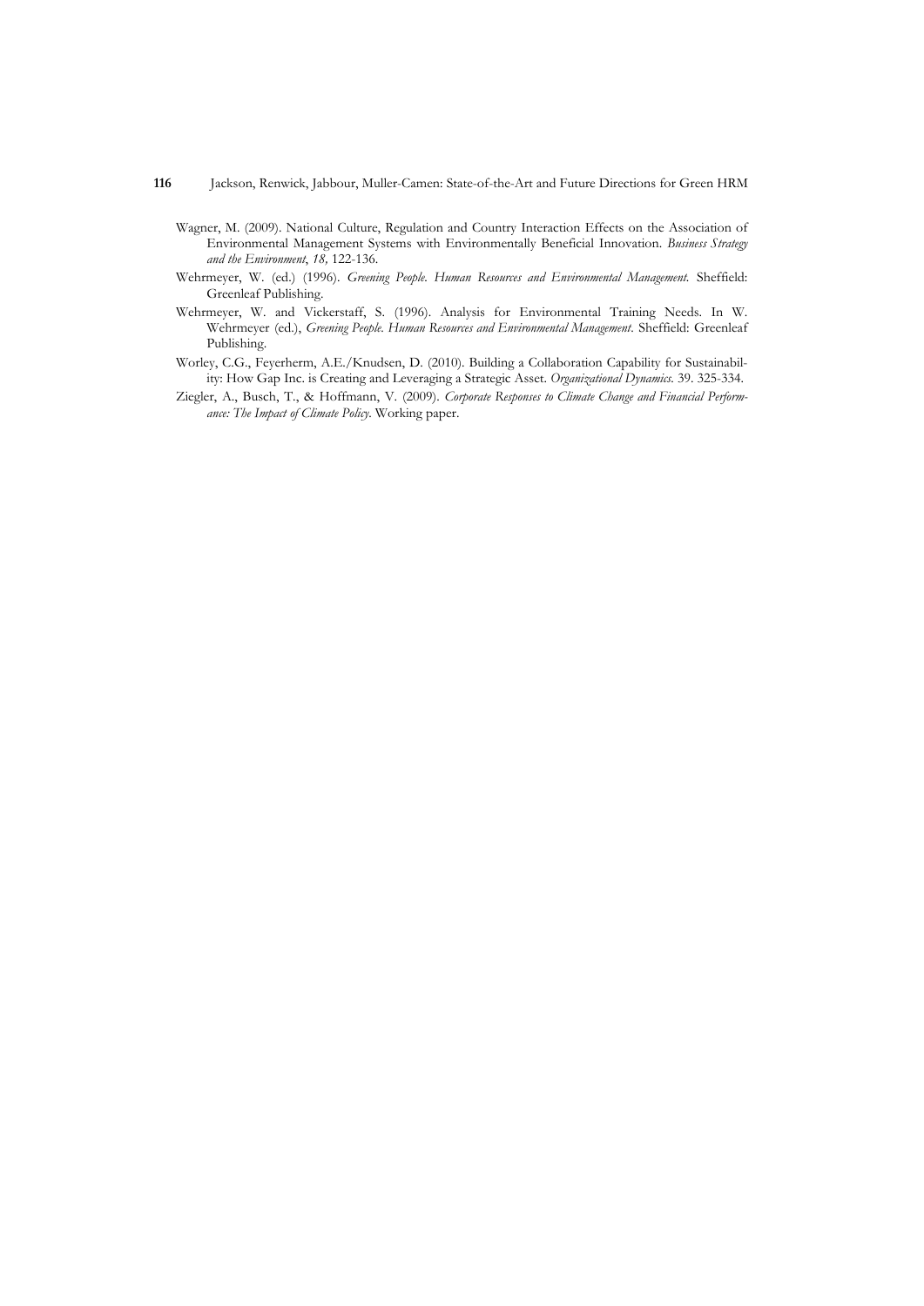Wagner, M. (2009). National Culture, Regulation and Country Interaction Effects on the Association of Environmental Management Systems with Environmentally Beneficial Innovation. *Business Strategy and the Environment*, *18,* 122-136.

Wehrmeyer, W. (ed.) (1996). *Greening People. Human Resources and Environmental Management.* Sheffield: Greenleaf Publishing.

Wehrmeyer, W. and Vickerstaff, S. (1996). Analysis for Environmental Training Needs. In W. Wehrmeyer (ed.), *Greening People. Human Resources and Environmental Management*. Sheffield: Greenleaf Publishing.

Worley, C.G., Feyerherm, A.E./Knudsen, D. (2010). Building a Collaboration Capability for Sustainability: How Gap Inc. is Creating and Leveraging a Strategic Asset. *Organizational Dynamics*. 39. 325-334.

Ziegler, A., Busch, T., & Hoffmann, V. (2009). *Corporate Responses to Climate Change and Financial Performance: The Impact of Climate Policy*. Working paper.